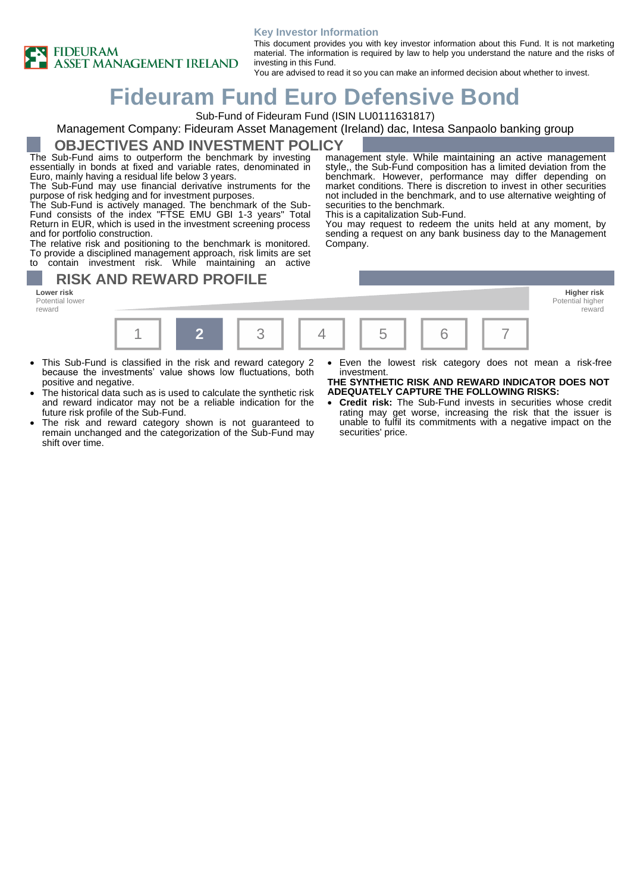FIDEURAM ASSET MANAGEMENT IRELAND

**Key Investor Information**

This document provides you with key investor information about this Fund. It is not marketing material. The information is required by law to help you understand the nature and the risks of investing in this Fund.
You are advised to read it so you can make an informed decision about whether to invest.

# Fideuram Fund Euro Defensive Bond

Sub-Fund of Fideuram Fund (ISIN LU0111631817)

Management Company: Fideuram Asset Management (Ireland) dac, Intesa Sanpaolo banking group

## OBJECTIVES AND INVESTMENT POLICY

The Sub-Fund aims to outperform the benchmark by investing essentially in bonds at fixed and variable rates, denominated in Euro, mainly having a residual life below 3 years.
The Sub-Fund may use financial derivative instruments for the purpose of risk hedging and for investment purposes.
The Sub-Fund is actively managed. The benchmark of the Sub-Fund consists of the index "FTSE EMU GBI 1-3 years" Total Return in EUR, which is used in the investment screening process and for portfolio construction.
The relative risk and positioning to the benchmark is monitored. To provide a disciplined management approach, risk limits are set to contain investment risk. While maintaining an active management style. While maintaining an active management style,, the Sub-Fund composition has a limited deviation from the benchmark. However, performance may differ depending on market conditions. There is discretion to invest in other securities not included in the benchmark, and to use alternative weighting of securities to the benchmark.
This is a capitalization Sub-Fund.
You may request to redeem the units held at any moment, by sending a request on any bank business day to the Management Company.

## RISK AND REWARD PROFILE

**Lower risk**
Potential lower reward

**Higher risk**
Potential higher reward

| 1 | **2** | 3 | 4 | 5 | 6 | 7 |
|---|---|---|---|---|---|---|

- This Sub-Fund is classified in the risk and reward category 2 because the investments' value shows low fluctuations, both positive and negative.
- The historical data such as is used to calculate the synthetic risk and reward indicator may not be a reliable indication for the future risk profile of the Sub-Fund.
- The risk and reward category shown is not guaranteed to remain unchanged and the categorization of the Sub-Fund may shift over time.
- Even the lowest risk category does not mean a risk-free investment.

**THE SYNTHETIC RISK AND REWARD INDICATOR DOES NOT ADEQUATELY CAPTURE THE FOLLOWING RISKS:**

- **Credit risk:** The Sub-Fund invests in securities whose credit rating may get worse, increasing the risk that the issuer is unable to fulfil its commitments with a negative impact on the securities' price.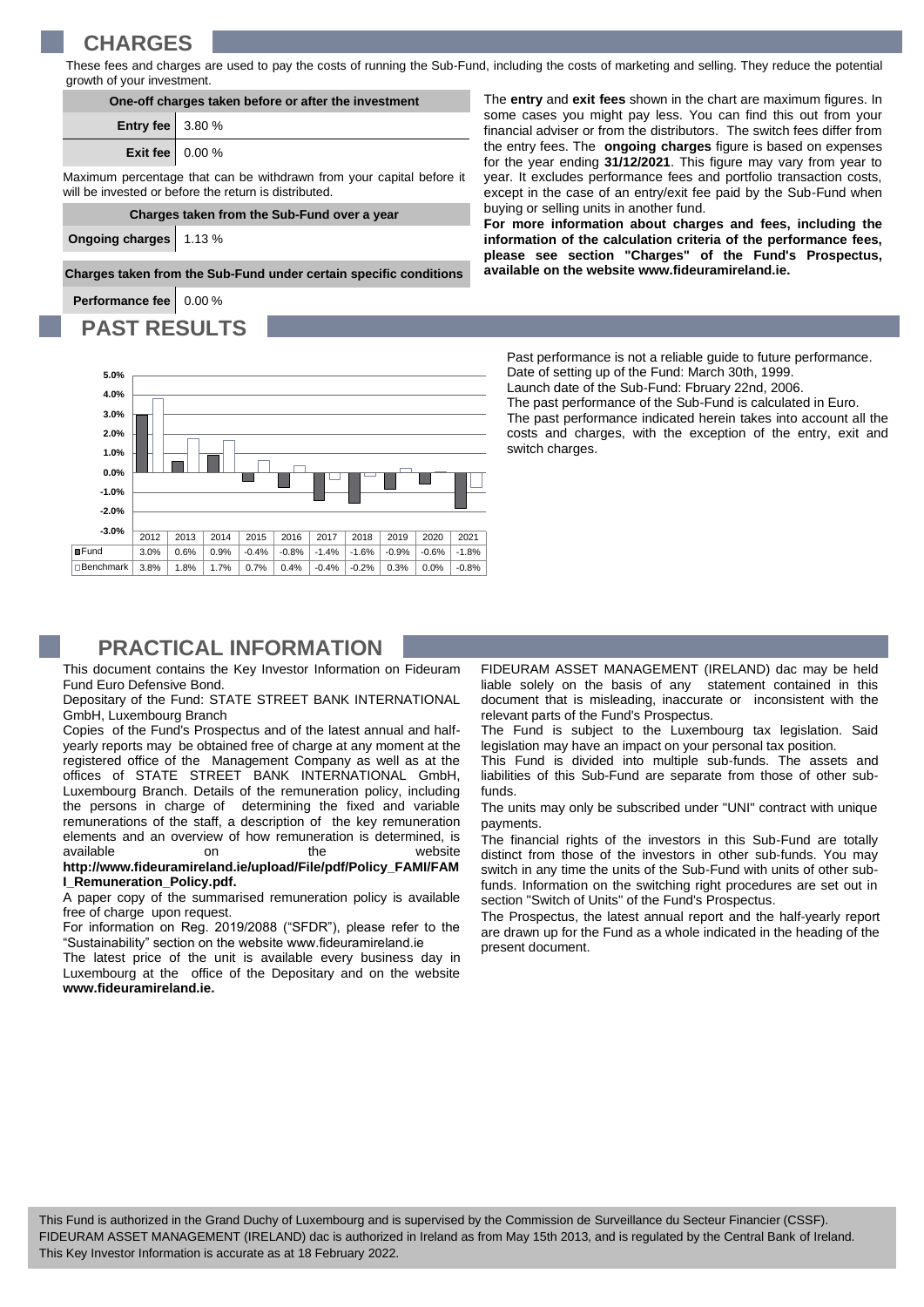## CHARGES

These fees and charges are used to pay the costs of running the Sub-Fund, including the costs of marketing and selling. They reduce the potential growth of your investment.

| One-off charges taken before or after the investment | |
|---|---|
| **Entry fee** | 3.80 % |
| **Exit fee** | 0.00 % |

Maximum percentage that can be withdrawn from your capital before it will be invested or before the return is distributed.

| Charges taken from the Sub-Fund over a year | |
|---|---|
| **Ongoing charges** | 1.13 % |

| Charges taken from the Sub-Fund under certain specific conditions | |
|---|---|
| **Performance fee** | 0.00 % |

The **entry** and **exit fees** shown in the chart are maximum figures. In some cases you might pay less. You can find this out from your financial adviser or from the distributors. The switch fees differ from the entry fees. The **ongoing charges** figure is based on expenses for the year ending **31/12/2021**. This figure may vary from year to year. It excludes performance fees and portfolio transaction costs, except in the case of an entry/exit fee paid by the Sub-Fund when buying or selling units in another fund.

**For more information about charges and fees, including the information of the calculation criteria of the performance fees, please see section "Charges" of the Fund's Prospectus, available on the website www.fideuramireland.ie.**

## PAST RESULTS

5.0%
4.0%
3.0%
2.0%
1.0%
0.0%
-1.0%
-2.0%
-3.0%

2012 2013 2014 2015 2016 2017 2018 2019 2020 2021

Fund 3.0% 0.6% 0.9% -0.4% -0.8% -1.4% -1.6% -0.9% -0.6% -1.8%

Benchmark 3.8% 1.8% 1.7% 0.7% 0.4% -0.4% -0.2% 0.3% 0.0% -0.8%

Past performance is not a reliable guide to future performance.
Date of setting up of the Fund: March 30th, 1999.
Launch date of the Sub-Fund: Fbruary 22nd, 2006.
The past performance of the Sub-Fund is calculated in Euro.
The past performance indicated herein takes into account all the costs and charges, with the exception of the entry, exit and switch charges.

## PRACTICAL INFORMATION

This document contains the Key Investor Information on Fideuram Fund Euro Defensive Bond.

Depositary of the Fund: STATE STREET BANK INTERNATIONAL GmbH, Luxembourg Branch

Copies of the Fund's Prospectus and of the latest annual and half-yearly reports may be obtained free of charge at any moment at the registered office of the Management Company as well as at the offices of STATE STREET BANK INTERNATIONAL GmbH, Luxembourg Branch. Details of the remuneration policy, including the persons in charge of determining the fixed and variable remunerations of the staff, a description of the key remuneration elements and an overview of how remuneration is determined, is available on the website **http://www.fideuramireland.ie/upload/File/pdf/Policy_FAMI/FAMI_Remuneration_Policy.pdf.**

A paper copy of the summarised remuneration policy is available free of charge upon request.

For information on Reg. 2019/2088 ("SFDR"), please refer to the "Sustainability" section on the website www.fideuramireland.ie

The latest price of the unit is available every business day in Luxembourg at the office of the Depositary and on the website **www.fideuramireland.ie.**

FIDEURAM ASSET MANAGEMENT (IRELAND) dac may be held liable solely on the basis of any statement contained in this document that is misleading, inaccurate or inconsistent with the relevant parts of the Fund's Prospectus.

The Fund is subject to the Luxembourg tax legislation. Said legislation may have an impact on your personal tax position.

This Fund is divided into multiple sub-funds. The assets and liabilities of this Sub-Fund are separate from those of other sub-funds.

The units may only be subscribed under "UNI" contract with unique payments.

The financial rights of the investors in this Sub-Fund are totally distinct from those of the investors in other sub-funds. You may switch in any time the units of the Sub-Fund with units of other sub-funds. Information on the switching right procedures are set out in section "Switch of Units" of the Fund's Prospectus.

The Prospectus, the latest annual report and the half-yearly report are drawn up for the Fund as a whole indicated in the heading of the present document.

This Fund is authorized in the Grand Duchy of Luxembourg and is supervised by the Commission de Surveillance du Secteur Financier (CSSF).
FIDEURAM ASSET MANAGEMENT (IRELAND) dac is authorized in Ireland as from May 15th 2013, and is regulated by the Central Bank of Ireland.
This Key Investor Information is accurate as at 18 February 2022.